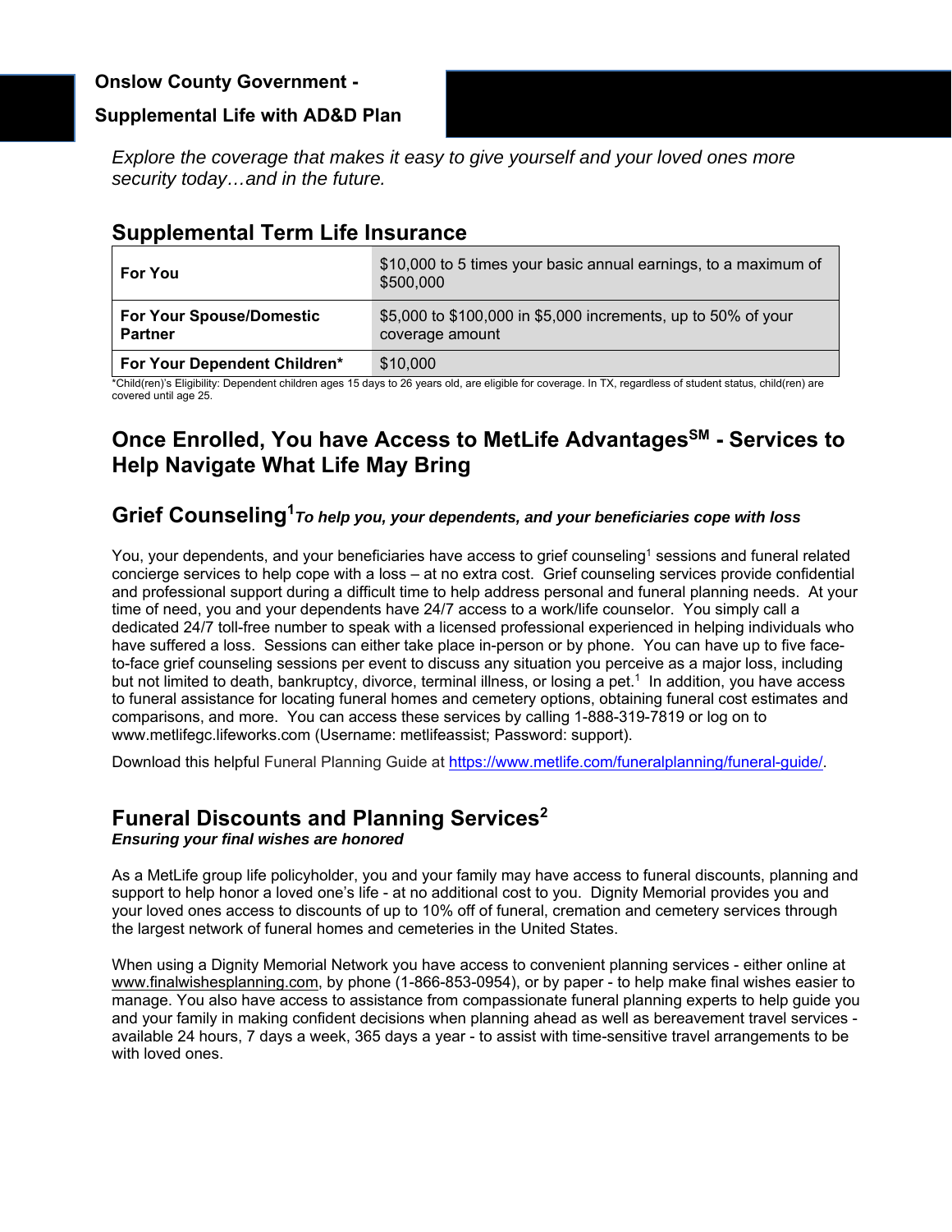# Onslow County Government - Supplemental Life with AD&D Plan

*Explore the coverage that makes it easy to give yourself and your loved ones more security today…and in the future.*

## Supplemental Term Life Insurance

| | |
|---|---|
| **For You** | $10,000 to 5 times your basic annual earnings, to a maximum of $500,000 |
| **For Your Spouse/Domestic Partner** | $5,000 to $100,000 in $5,000 increments, up to 50% of your coverage amount |
| **For Your Dependent Children*** | $10,000 |

*Child(ren)'s Eligibility: Dependent children ages 15 days to 26 years old, are eligible for coverage. In TX, regardless of student status, child(ren) are covered until age 25.

## Once Enrolled, You have Access to MetLife Advantages℠ - Services to Help Navigate What Life May Bring

### Grief Counseling[1] *To help you, your dependents, and your beneficiaries cope with loss*

You, your dependents, and your beneficiaries have access to grief counseling[1] sessions and funeral related concierge services to help cope with a loss – at no extra cost. Grief counseling services provide confidential and professional support during a difficult time to help address personal and funeral planning needs. At your time of need, you and your dependents have 24/7 access to a work/life counselor. You simply call a dedicated 24/7 toll-free number to speak with a licensed professional experienced in helping individuals who have suffered a loss. Sessions can either take place in-person or by phone. You can have up to five face-to-face grief counseling sessions per event to discuss any situation you perceive as a major loss, including but not limited to death, bankruptcy, divorce, terminal illness, or losing a pet.[1] In addition, you have access to funeral assistance for locating funeral homes and cemetery options, obtaining funeral cost estimates and comparisons, and more. You can access these services by calling 1-888-319-7819 or log on to www.metlifegc.lifeworks.com (Username: metlifeassist; Password: support).

Download this helpful Funeral Planning Guide at https://www.metlife.com/funeralplanning/funeral-guide/.

### Funeral Discounts and Planning Services[2]

***Ensuring your final wishes are honored***

As a MetLife group life policyholder, you and your family may have access to funeral discounts, planning and support to help honor a loved one's life - at no additional cost to you. Dignity Memorial provides you and your loved ones access to discounts of up to 10% off of funeral, cremation and cemetery services through the largest network of funeral homes and cemeteries in the United States.

When using a Dignity Memorial Network you have access to convenient planning services - either online at www.finalwishesplanning.com, by phone (1-866-853-0954), or by paper - to help make final wishes easier to manage. You also have access to assistance from compassionate funeral planning experts to help guide you and your family in making confident decisions when planning ahead as well as bereavement travel services - available 24 hours, 7 days a week, 365 days a year - to assist with time-sensitive travel arrangements to be with loved ones.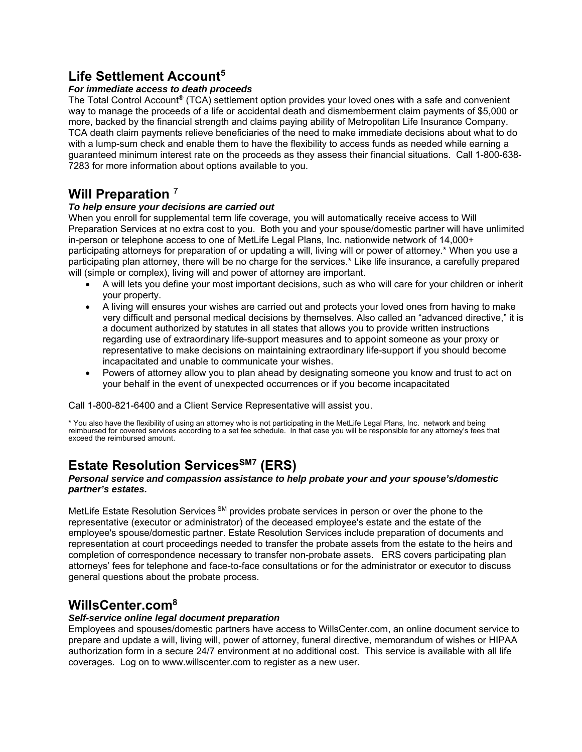## Life Settlement Account[5]

***For immediate access to death proceeds***

The Total Control Account® (TCA) settlement option provides your loved ones with a safe and convenient way to manage the proceeds of a life or accidental death and dismemberment claim payments of $5,000 or more, backed by the financial strength and claims paying ability of Metropolitan Life Insurance Company. TCA death claim payments relieve beneficiaries of the need to make immediate decisions about what to do with a lump-sum check and enable them to have the flexibility to access funds as needed while earning a guaranteed minimum interest rate on the proceeds as they assess their financial situations. Call 1-800-638-7283 for more information about options available to you.

## Will Preparation [7]

***To help ensure your decisions are carried out***

When you enroll for supplemental term life coverage, you will automatically receive access to Will Preparation Services at no extra cost to you. Both you and your spouse/domestic partner will have unlimited in-person or telephone access to one of MetLife Legal Plans, Inc. nationwide network of 14,000+ participating attorneys for preparation of or updating a will, living will or power of attorney.* When you use a participating plan attorney, there will be no charge for the services.* Like life insurance, a carefully prepared will (simple or complex), living will and power of attorney are important.

- A will lets you define your most important decisions, such as who will care for your children or inherit your property.
- A living will ensures your wishes are carried out and protects your loved ones from having to make very difficult and personal medical decisions by themselves. Also called an "advanced directive," it is a document authorized by statutes in all states that allows you to provide written instructions regarding use of extraordinary life-support measures and to appoint someone as your proxy or representative to make decisions on maintaining extraordinary life-support if you should become incapacitated and unable to communicate your wishes.
- Powers of attorney allow you to plan ahead by designating someone you know and trust to act on your behalf in the event of unexpected occurrences or if you become incapacitated

Call 1-800-821-6400 and a Client Service Representative will assist you.

\* You also have the flexibility of using an attorney who is not participating in the MetLife Legal Plans, Inc. network and being reimbursed for covered services according to a set fee schedule. In that case you will be responsible for any attorney's fees that exceed the reimbursed amount.

## Estate Resolution Services[SM7] (ERS)

***Personal service and compassion assistance to help probate your and your spouse's/domestic partner's estates.***

MetLife Estate Resolution Services [SM] provides probate services in person or over the phone to the representative (executor or administrator) of the deceased employee's estate and the estate of the employee's spouse/domestic partner. Estate Resolution Services include preparation of documents and representation at court proceedings needed to transfer the probate assets from the estate to the heirs and completion of correspondence necessary to transfer non-probate assets. ERS covers participating plan attorneys' fees for telephone and face-to-face consultations or for the administrator or executor to discuss general questions about the probate process.

## WillsCenter.com[8]

***Self-service online legal document preparation***

Employees and spouses/domestic partners have access to WillsCenter.com, an online document service to prepare and update a will, living will, power of attorney, funeral directive, memorandum of wishes or HIPAA authorization form in a secure 24/7 environment at no additional cost. This service is available with all life coverages. Log on to www.willscenter.com to register as a new user.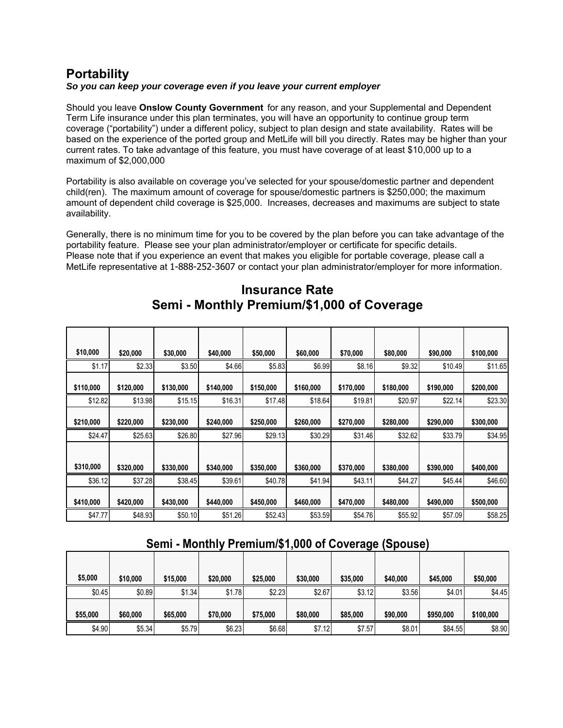## Portability

***So you can keep your coverage even if you leave your current employer***

Should you leave **Onslow County Government** for any reason, and your Supplemental and Dependent Term Life insurance under this plan terminates, you will have an opportunity to continue group term coverage ("portability") under a different policy, subject to plan design and state availability. Rates will be based on the experience of the ported group and MetLife will bill you directly. Rates may be higher than your current rates. To take advantage of this feature, you must have coverage of at least $10,000 up to a maximum of $2,000,000

Portability is also available on coverage you've selected for your spouse/domestic partner and dependent child(ren). The maximum amount of coverage for spouse/domestic partners is $250,000; the maximum amount of dependent child coverage is $25,000. Increases, decreases and maximums are subject to state availability.

Generally, there is no minimum time for you to be covered by the plan before you can take advantage of the portability feature. Please see your plan administrator/employer or certificate for specific details.
Please note that if you experience an event that makes you eligible for portable coverage, please call a MetLife representative at 1-888-252-3607 or contact your plan administrator/employer for more information.

## Insurance Rate
## Semi - Monthly Premium/$1,000 of Coverage

| $10,000 | $20,000 | $30,000 | $40,000 | $50,000 | $60,000 | $70,000 | $80,000 | $90,000 | $100,000 |
|---|---|---|---|---|---|---|---|---|---|
| $1.17 | $2.33 | $3.50 | $4.66 | $5.83 | $6.99 | $8.16 | $9.32 | $10.49 | $11.65 |
| **$110,000** | **$120,000** | **$130,000** | **$140,000** | **$150,000** | **$160,000** | **$170,000** | **$180,000** | **$190,000** | **$200,000** |
| $12.82 | $13.98 | $15.15 | $16.31 | $17.48 | $18.64 | $19.81 | $20.97 | $22.14 | $23.30 |
| **$210,000** | **$220,000** | **$230,000** | **$240,000** | **$250,000** | **$260,000** | **$270,000** | **$280,000** | **$290,000** | **$300,000** |
| $24.47 | $25.63 | $26.80 | $27.96 | $29.13 | $30.29 | $31.46 | $32.62 | $33.79 | $34.95 |
| **$310,000** | **$320,000** | **$330,000** | **$340,000** | **$350,000** | **$360,000** | **$370,000** | **$380,000** | **$390,000** | **$400,000** |
| $36.12 | $37.28 | $38.45 | $39.61 | $40.78 | $41.94 | $43.11 | $44.27 | $45.44 | $46.60 |
| **$410,000** | **$420,000** | **$430,000** | **$440,000** | **$450,000** | **$460,000** | **$470,000** | **$480,000** | **$490,000** | **$500,000** |
| $47.77 | $48.93 | $50.10 | $51.26 | $52.43 | $53.59 | $54.76 | $55.92 | $57.09 | $58.25 |

## Semi - Monthly Premium/$1,000 of Coverage (Spouse)

| $5,000 | $10,000 | $15,000 | $20,000 | $25,000 | $30,000 | $35,000 | $40,000 | $45,000 | $50,000 |
|---|---|---|---|---|---|---|---|---|---|
| $0.45 | $0.89 | $1.34 | $1.78 | $2.23 | $2.67 | $3.12 | $3.56 | $4.01 | $4.45 |
| **$55,000** | **$60,000** | **$65,000** | **$70,000** | **$75,000** | **$80,000** | **$85,000** | **$90,000** | **$950,000** | **$100,000** |
| $4.90 | $5.34 | $5.79 | $6.23 | $6.68 | $7.12 | $7.57 | $8.01 | $84.55 | $8.90 |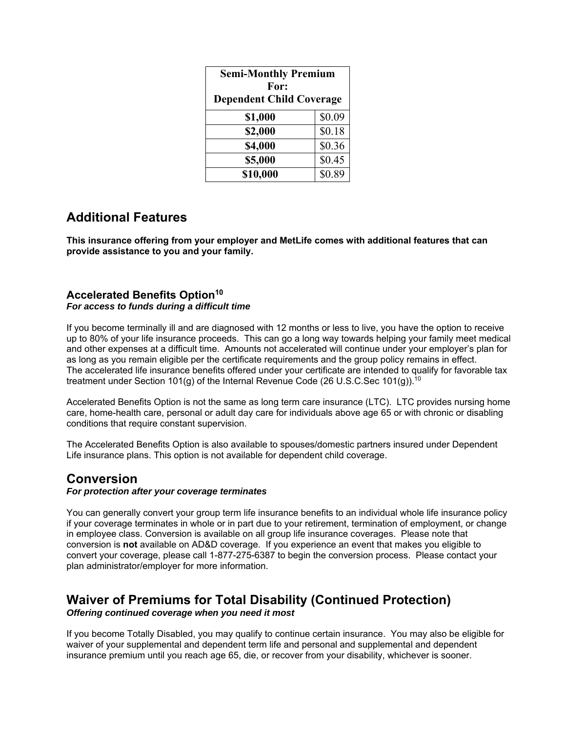| Semi-Monthly Premium For: Dependent Child Coverage | |
|---|---|
| **$1,000** | $0.09 |
| **$2,000** | $0.18 |
| **$4,000** | $0.36 |
| **$5,000** | $0.45 |
| **$10,000** | $0.89 |

## Additional Features

**This insurance offering from your employer and MetLife comes with additional features that can provide assistance to you and your family.**

### Accelerated Benefits Option[10]

***For access to funds during a difficult time***

If you become terminally ill and are diagnosed with 12 months or less to live, you have the option to receive up to 80% of your life insurance proceeds. This can go a long way towards helping your family meet medical and other expenses at a difficult time. Amounts not accelerated will continue under your employer's plan for as long as you remain eligible per the certificate requirements and the group policy remains in effect. The accelerated life insurance benefits offered under your certificate are intended to qualify for favorable tax treatment under Section 101(g) of the Internal Revenue Code (26 U.S.C.Sec 101(g)).[10]

Accelerated Benefits Option is not the same as long term care insurance (LTC). LTC provides nursing home care, home-health care, personal or adult day care for individuals above age 65 or with chronic or disabling conditions that require constant supervision.

The Accelerated Benefits Option is also available to spouses/domestic partners insured under Dependent Life insurance plans. This option is not available for dependent child coverage.

## Conversion

***For protection after your coverage terminates***

You can generally convert your group term life insurance benefits to an individual whole life insurance policy if your coverage terminates in whole or in part due to your retirement, termination of employment, or change in employee class. Conversion is available on all group life insurance coverages. Please note that conversion is **not** available on AD&D coverage. If you experience an event that makes you eligible to convert your coverage, please call 1-877-275-6387 to begin the conversion process. Please contact your plan administrator/employer for more information.

## Waiver of Premiums for Total Disability (Continued Protection)

***Offering continued coverage when you need it most***

If you become Totally Disabled, you may qualify to continue certain insurance. You may also be eligible for waiver of your supplemental and dependent term life and personal and supplemental and dependent insurance premium until you reach age 65, die, or recover from your disability, whichever is sooner.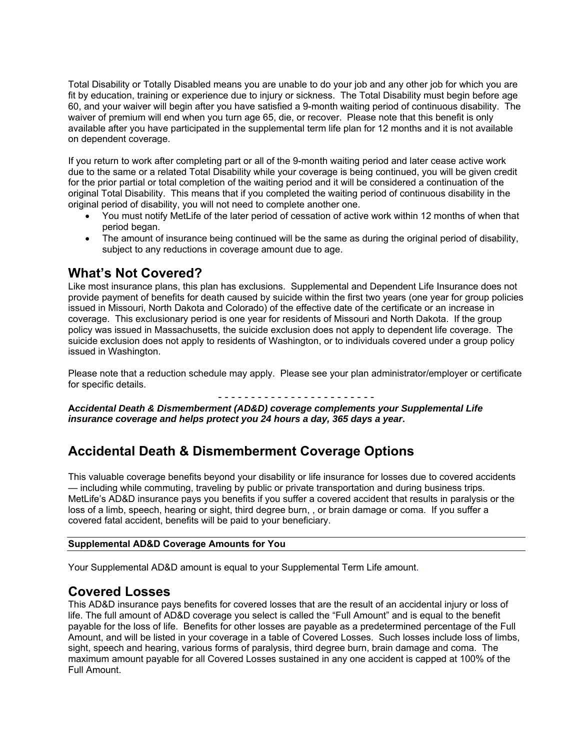Total Disability or Totally Disabled means you are unable to do your job and any other job for which you are fit by education, training or experience due to injury or sickness. The Total Disability must begin before age 60, and your waiver will begin after you have satisfied a 9-month waiting period of continuous disability. The waiver of premium will end when you turn age 65, die, or recover. Please note that this benefit is only available after you have participated in the supplemental term life plan for 12 months and it is not available on dependent coverage.

If you return to work after completing part or all of the 9-month waiting period and later cease active work due to the same or a related Total Disability while your coverage is being continued, you will be given credit for the prior partial or total completion of the waiting period and it will be considered a continuation of the original Total Disability. This means that if you completed the waiting period of continuous disability in the original period of disability, you will not need to complete another one.

- You must notify MetLife of the later period of cessation of active work within 12 months of when that period began.
- The amount of insurance being continued will be the same as during the original period of disability, subject to any reductions in coverage amount due to age.

## What's Not Covered?

Like most insurance plans, this plan has exclusions. Supplemental and Dependent Life Insurance does not provide payment of benefits for death caused by suicide within the first two years (one year for group policies issued in Missouri, North Dakota and Colorado) of the effective date of the certificate or an increase in coverage. This exclusionary period is one year for residents of Missouri and North Dakota. If the group policy was issued in Massachusetts, the suicide exclusion does not apply to dependent life coverage. The suicide exclusion does not apply to residents of Washington, or to individuals covered under a group policy issued in Washington.

Please note that a reduction schedule may apply. Please see your plan administrator/employer or certificate for specific details.

- - - - - - - - - - - - - - - - - - - - - - -

***Accidental Death & Dismemberment (AD&D) coverage complements your Supplemental Life insurance coverage and helps protect you 24 hours a day, 365 days a year.***

## Accidental Death & Dismemberment Coverage Options

This valuable coverage benefits beyond your disability or life insurance for losses due to covered accidents — including while commuting, traveling by public or private transportation and during business trips. MetLife's AD&D insurance pays you benefits if you suffer a covered accident that results in paralysis or the loss of a limb, speech, hearing or sight, third degree burn, , or brain damage or coma. If you suffer a covered fatal accident, benefits will be paid to your beneficiary.

**Supplemental AD&D Coverage Amounts for You**

Your Supplemental AD&D amount is equal to your Supplemental Term Life amount.

## Covered Losses

This AD&D insurance pays benefits for covered losses that are the result of an accidental injury or loss of life. The full amount of AD&D coverage you select is called the "Full Amount" and is equal to the benefit payable for the loss of life. Benefits for other losses are payable as a predetermined percentage of the Full Amount, and will be listed in your coverage in a table of Covered Losses. Such losses include loss of limbs, sight, speech and hearing, various forms of paralysis, third degree burn, brain damage and coma. The maximum amount payable for all Covered Losses sustained in any one accident is capped at 100% of the Full Amount.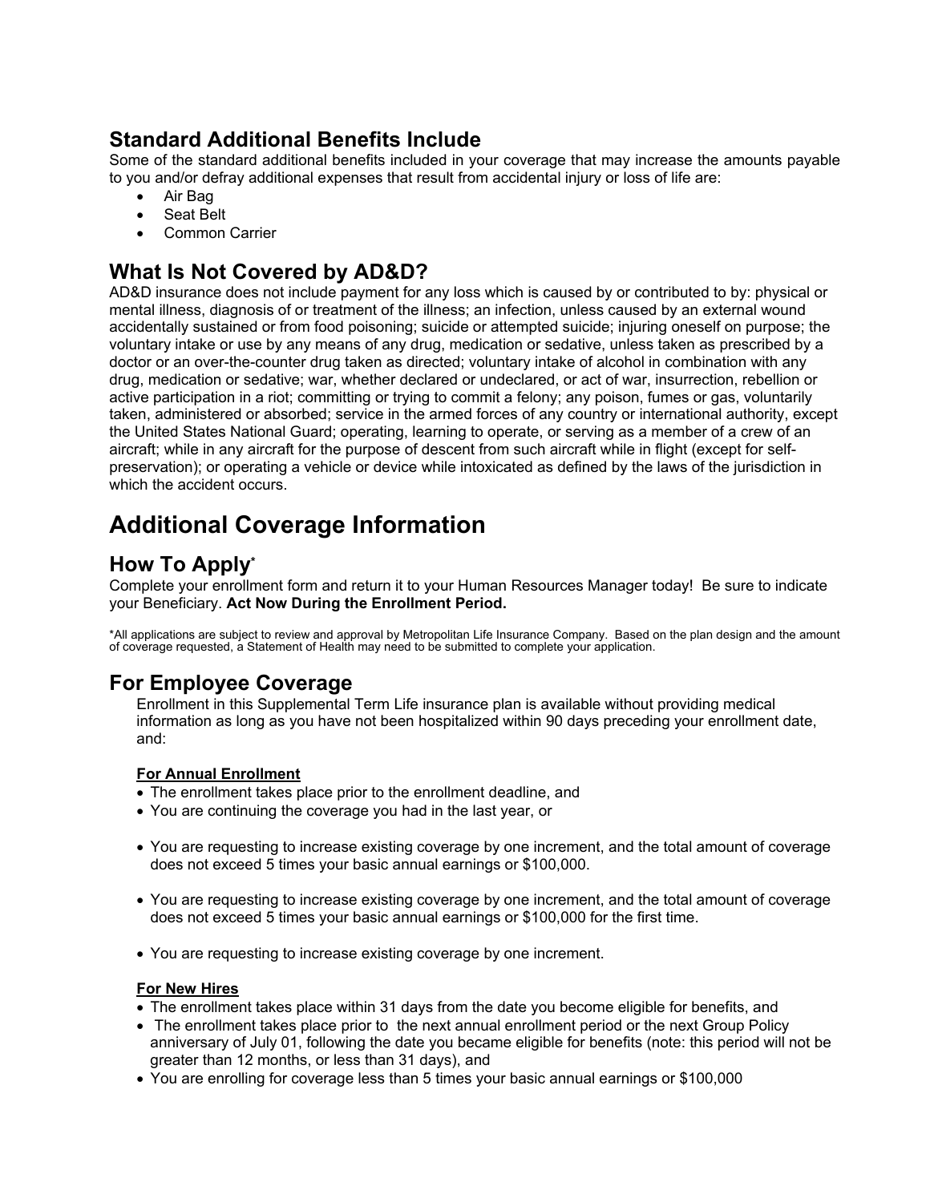## Standard Additional Benefits Include

Some of the standard additional benefits included in your coverage that may increase the amounts payable to you and/or defray additional expenses that result from accidental injury or loss of life are:

- Air Bag
- Seat Belt
- Common Carrier

## What Is Not Covered by AD&D?

AD&D insurance does not include payment for any loss which is caused by or contributed to by: physical or mental illness, diagnosis of or treatment of the illness; an infection, unless caused by an external wound accidentally sustained or from food poisoning; suicide or attempted suicide; injuring oneself on purpose; the voluntary intake or use by any means of any drug, medication or sedative, unless taken as prescribed by a doctor or an over-the-counter drug taken as directed; voluntary intake of alcohol in combination with any drug, medication or sedative; war, whether declared or undeclared, or act of war, insurrection, rebellion or active participation in a riot; committing or trying to commit a felony; any poison, fumes or gas, voluntarily taken, administered or absorbed; service in the armed forces of any country or international authority, except the United States National Guard; operating, learning to operate, or serving as a member of a crew of an aircraft; while in any aircraft for the purpose of descent from such aircraft while in flight (except for self-preservation); or operating a vehicle or device while intoxicated as defined by the laws of the jurisdiction in which the accident occurs.

# Additional Coverage Information

## How To Apply*

Complete your enrollment form and return it to your Human Resources Manager today! Be sure to indicate your Beneficiary. **Act Now During the Enrollment Period.**

*All applications are subject to review and approval by Metropolitan Life Insurance Company. Based on the plan design and the amount of coverage requested, a Statement of Health may need to be submitted to complete your application.

## For Employee Coverage

Enrollment in this Supplemental Term Life insurance plan is available without providing medical information as long as you have not been hospitalized within 90 days preceding your enrollment date, and:

**For Annual Enrollment**

- The enrollment takes place prior to the enrollment deadline, and
- You are continuing the coverage you had in the last year, or
- You are requesting to increase existing coverage by one increment, and the total amount of coverage does not exceed 5 times your basic annual earnings or $100,000.
- You are requesting to increase existing coverage by one increment, and the total amount of coverage does not exceed 5 times your basic annual earnings or $100,000 for the first time.
- You are requesting to increase existing coverage by one increment.

**For New Hires**

- The enrollment takes place within 31 days from the date you become eligible for benefits, and
- The enrollment takes place prior to the next annual enrollment period or the next Group Policy anniversary of July 01, following the date you became eligible for benefits (note: this period will not be greater than 12 months, or less than 31 days), and
- You are enrolling for coverage less than 5 times your basic annual earnings or $100,000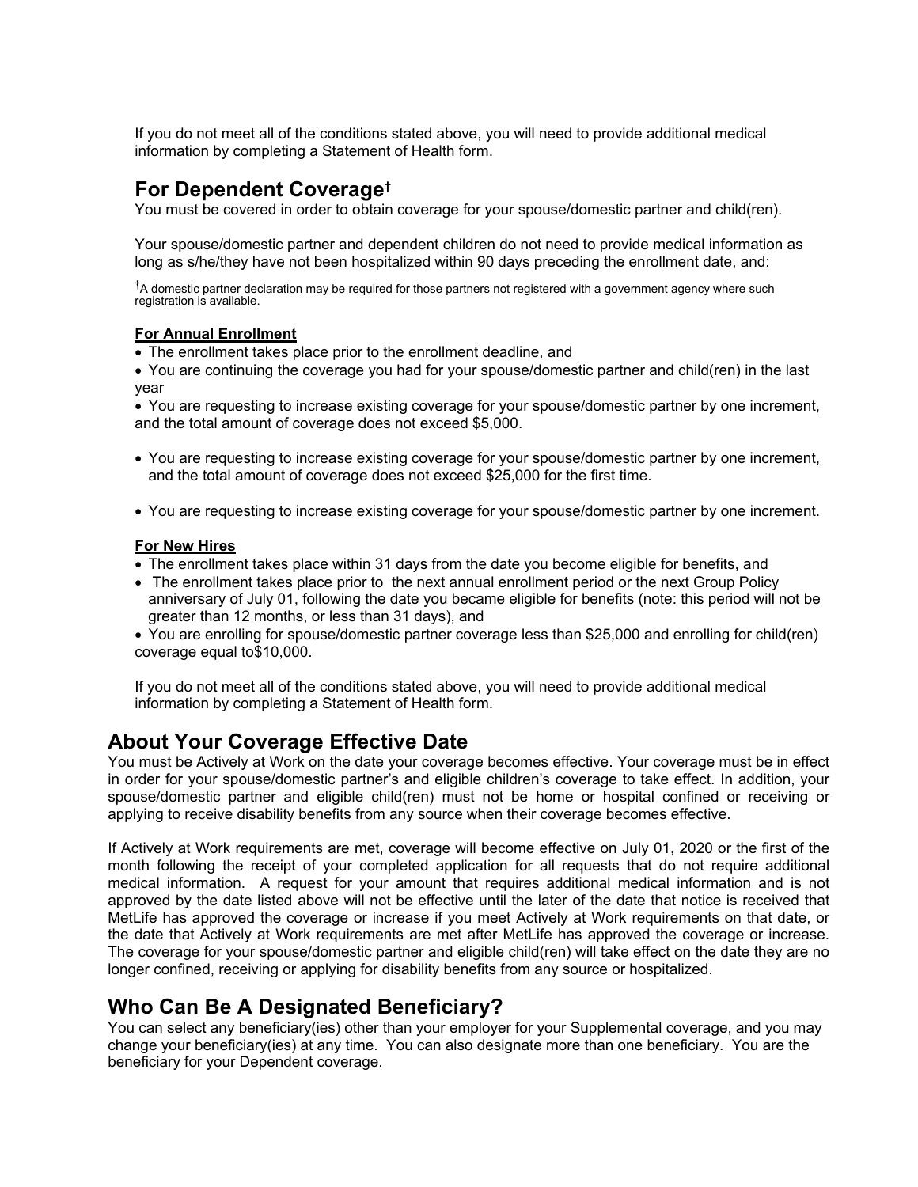If you do not meet all of the conditions stated above, you will need to provide additional medical information by completing a Statement of Health form.

## For Dependent Coverage†

You must be covered in order to obtain coverage for your spouse/domestic partner and child(ren).

Your spouse/domestic partner and dependent children do not need to provide medical information as long as s/he/they have not been hospitalized within 90 days preceding the enrollment date, and:

†A domestic partner declaration may be required for those partners not registered with a government agency where such registration is available.

**For Annual Enrollment**

- The enrollment takes place prior to the enrollment deadline, and
- You are continuing the coverage you had for your spouse/domestic partner and child(ren) in the last year
- You are requesting to increase existing coverage for your spouse/domestic partner by one increment, and the total amount of coverage does not exceed $5,000.
- You are requesting to increase existing coverage for your spouse/domestic partner by one increment, and the total amount of coverage does not exceed $25,000 for the first time.
- You are requesting to increase existing coverage for your spouse/domestic partner by one increment.

**For New Hires**

- The enrollment takes place within 31 days from the date you become eligible for benefits, and
- The enrollment takes place prior to the next annual enrollment period or the next Group Policy anniversary of July 01, following the date you became eligible for benefits (note: this period will not be greater than 12 months, or less than 31 days), and
- You are enrolling for spouse/domestic partner coverage less than $25,000 and enrolling for child(ren) coverage equal to$10,000.

If you do not meet all of the conditions stated above, you will need to provide additional medical information by completing a Statement of Health form.

# About Your Coverage Effective Date

You must be Actively at Work on the date your coverage becomes effective. Your coverage must be in effect in order for your spouse/domestic partner's and eligible children's coverage to take effect. In addition, your spouse/domestic partner and eligible child(ren) must not be home or hospital confined or receiving or applying to receive disability benefits from any source when their coverage becomes effective.

If Actively at Work requirements are met, coverage will become effective on July 01, 2020 or the first of the month following the receipt of your completed application for all requests that do not require additional medical information. A request for your amount that requires additional medical information and is not approved by the date listed above will not be effective until the later of the date that notice is received that MetLife has approved the coverage or increase if you meet Actively at Work requirements on that date, or the date that Actively at Work requirements are met after MetLife has approved the coverage or increase. The coverage for your spouse/domestic partner and eligible child(ren) will take effect on the date they are no longer confined, receiving or applying for disability benefits from any source or hospitalized.

# Who Can Be A Designated Beneficiary?

You can select any beneficiary(ies) other than your employer for your Supplemental coverage, and you may change your beneficiary(ies) at any time. You can also designate more than one beneficiary. You are the beneficiary for your Dependent coverage.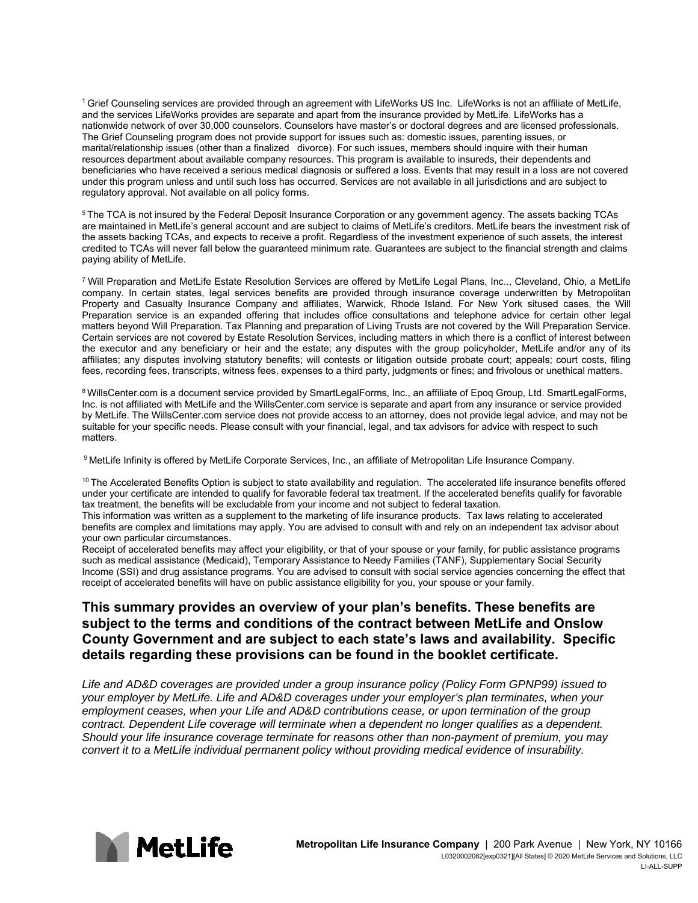[1] Grief Counseling services are provided through an agreement with LifeWorks US Inc. LifeWorks is not an affiliate of MetLife, and the services LifeWorks provides are separate and apart from the insurance provided by MetLife. LifeWorks has a nationwide network of over 30,000 counselors. Counselors have master's or doctoral degrees and are licensed professionals. The Grief Counseling program does not provide support for issues such as: domestic issues, parenting issues, or marital/relationship issues (other than a finalized divorce). For such issues, members should inquire with their human resources department about available company resources. This program is available to insureds, their dependents and beneficiaries who have received a serious medical diagnosis or suffered a loss. Events that may result in a loss are not covered under this program unless and until such loss has occurred. Services are not available in all jurisdictions and are subject to regulatory approval. Not available on all policy forms.

[5] The TCA is not insured by the Federal Deposit Insurance Corporation or any government agency. The assets backing TCAs are maintained in MetLife's general account and are subject to claims of MetLife's creditors. MetLife bears the investment risk of the assets backing TCAs, and expects to receive a profit. Regardless of the investment experience of such assets, the interest credited to TCAs will never fall below the guaranteed minimum rate. Guarantees are subject to the financial strength and claims paying ability of MetLife.

[7] Will Preparation and MetLife Estate Resolution Services are offered by MetLife Legal Plans, Inc.., Cleveland, Ohio, a MetLife company. In certain states, legal services benefits are provided through insurance coverage underwritten by Metropolitan Property and Casualty Insurance Company and affiliates, Warwick, Rhode Island. For New York sitused cases, the Will Preparation service is an expanded offering that includes office consultations and telephone advice for certain other legal matters beyond Will Preparation. Tax Planning and preparation of Living Trusts are not covered by the Will Preparation Service. Certain services are not covered by Estate Resolution Services, including matters in which there is a conflict of interest between the executor and any beneficiary or heir and the estate; any disputes with the group policyholder, MetLife and/or any of its affiliates; any disputes involving statutory benefits; will contests or litigation outside probate court; appeals; court costs, filing fees, recording fees, transcripts, witness fees, expenses to a third party, judgments or fines; and frivolous or unethical matters.

[8] WillsCenter.com is a document service provided by SmartLegalForms, Inc., an affiliate of Epoq Group, Ltd. SmartLegalForms, Inc. is not affiliated with MetLife and the WillsCenter.com service is separate and apart from any insurance or service provided by MetLife. The WillsCenter.com service does not provide access to an attorney, does not provide legal advice, and may not be suitable for your specific needs. Please consult with your financial, legal, and tax advisors for advice with respect to such matters.

[9] MetLife Infinity is offered by MetLife Corporate Services, Inc., an affiliate of Metropolitan Life Insurance Company.

[10] The Accelerated Benefits Option is subject to state availability and regulation. The accelerated life insurance benefits offered under your certificate are intended to qualify for favorable federal tax treatment. If the accelerated benefits qualify for favorable tax treatment, the benefits will be excludable from your income and not subject to federal taxation.
This information was written as a supplement to the marketing of life insurance products. Tax laws relating to accelerated benefits are complex and limitations may apply. You are advised to consult with and rely on an independent tax advisor about your own particular circumstances.
Receipt of accelerated benefits may affect your eligibility, or that of your spouse or your family, for public assistance programs such as medical assistance (Medicaid), Temporary Assistance to Needy Families (TANF), Supplementary Social Security Income (SSI) and drug assistance programs. You are advised to consult with social service agencies concerning the effect that receipt of accelerated benefits will have on public assistance eligibility for you, your spouse or your family.

**This summary provides an overview of your plan's benefits. These benefits are subject to the terms and conditions of the contract between MetLife and Onslow County Government and are subject to each state's laws and availability. Specific details regarding these provisions can be found in the booklet certificate.**

*Life and AD&D coverages are provided under a group insurance policy (Policy Form GPNP99) issued to your employer by MetLife. Life and AD&D coverages under your employer's plan terminates, when your employment ceases, when your Life and AD&D contributions cease, or upon termination of the group contract. Dependent Life coverage will terminate when a dependent no longer qualifies as a dependent. Should your life insurance coverage terminate for reasons other than non-payment of premium, you may convert it to a MetLife individual permanent policy without providing medical evidence of insurability.*

MetLife

**Metropolitan Life Insurance Company** | 200 Park Avenue | New York, NY 10166
L0320002082[exp0321][All States] © 2020 MetLife Services and Solutions, LLC
LI-ALL-SUPP